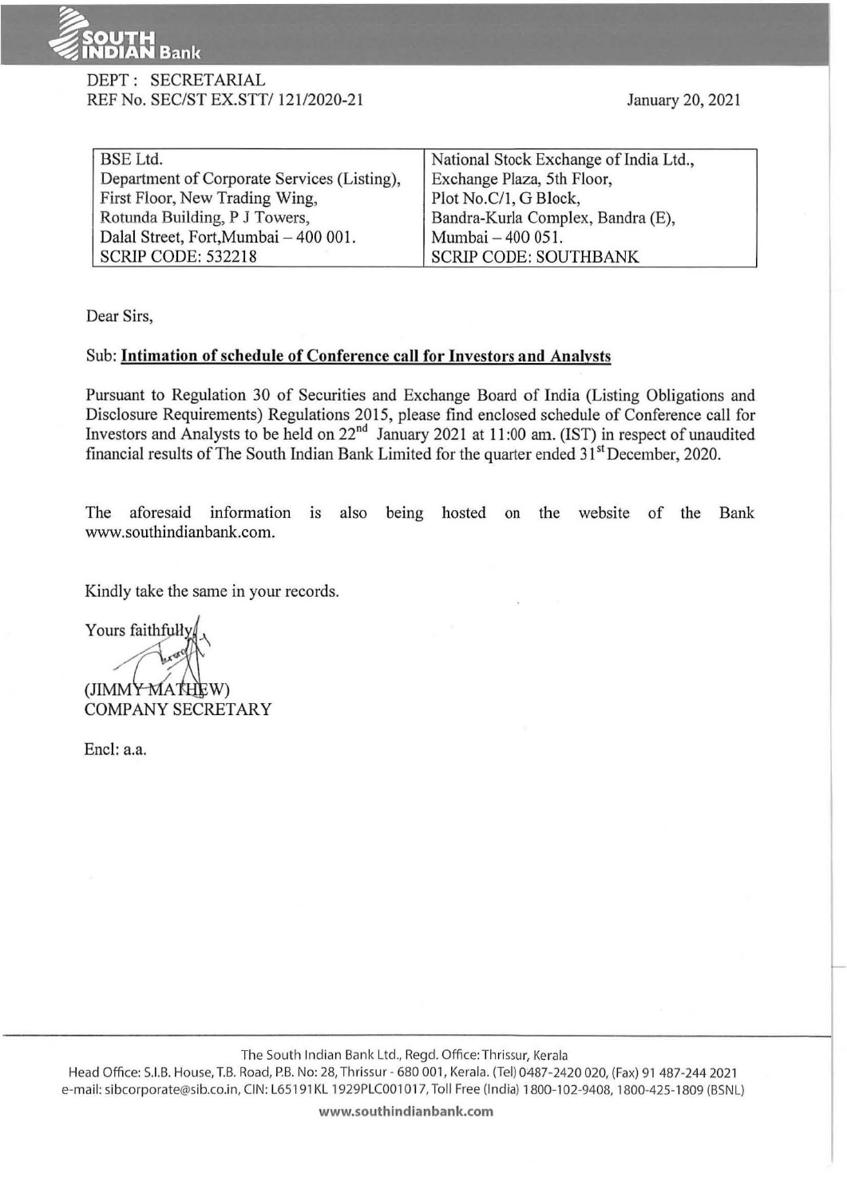DEPT : SECRETARIAL
REF No. SEC/ST EX.STT/ 121/2020-21

January 20, 2021

| BSE Ltd. | National Stock Exchange of India Ltd., |
|---|---|
| Department of Corporate Services (Listing), | Exchange Plaza, 5th Floor, |
| First Floor, New Trading Wing, | Plot No.C/1, G Block, |
| Rotunda Building, P J Towers, | Bandra-Kurla Complex, Bandra (E), |
| Dalal Street, Fort,Mumbai – 400 001. | Mumbai – 400 051. |
| SCRIP CODE: 532218 | SCRIP CODE: SOUTHBANK |

Dear Sirs,

Sub: **Intimation of schedule of Conference call for Investors and Analysts**

Pursuant to Regulation 30 of Securities and Exchange Board of India (Listing Obligations and Disclosure Requirements) Regulations 2015, please find enclosed schedule of Conference call for Investors and Analysts to be held on 22nd January 2021 at 11:00 am. (IST) in respect of unaudited financial results of The South Indian Bank Limited for the quarter ended 31st December, 2020.

The aforesaid information is also being hosted on the website of the Bank www.southindianbank.com.

Kindly take the same in your records.

Yours faithfully,

(JIMMY MATHEW)
COMPANY SECRETARY

Encl: a.a.

The South Indian Bank Ltd., Regd. Office: Thrissur, Kerala
Head Office: S.I.B. House, T.B. Road, P.B. No: 28, Thrissur - 680 001, Kerala. (Tel) 0487-2420 020, (Fax) 91 487-244 2021
e-mail: sibcorporate@sib.co.in, CIN: L65191KL 1929PLC001017, Toll Free (India) 1800-102-9408, 1800-425-1809 (BSNL)
www.southindianbank.com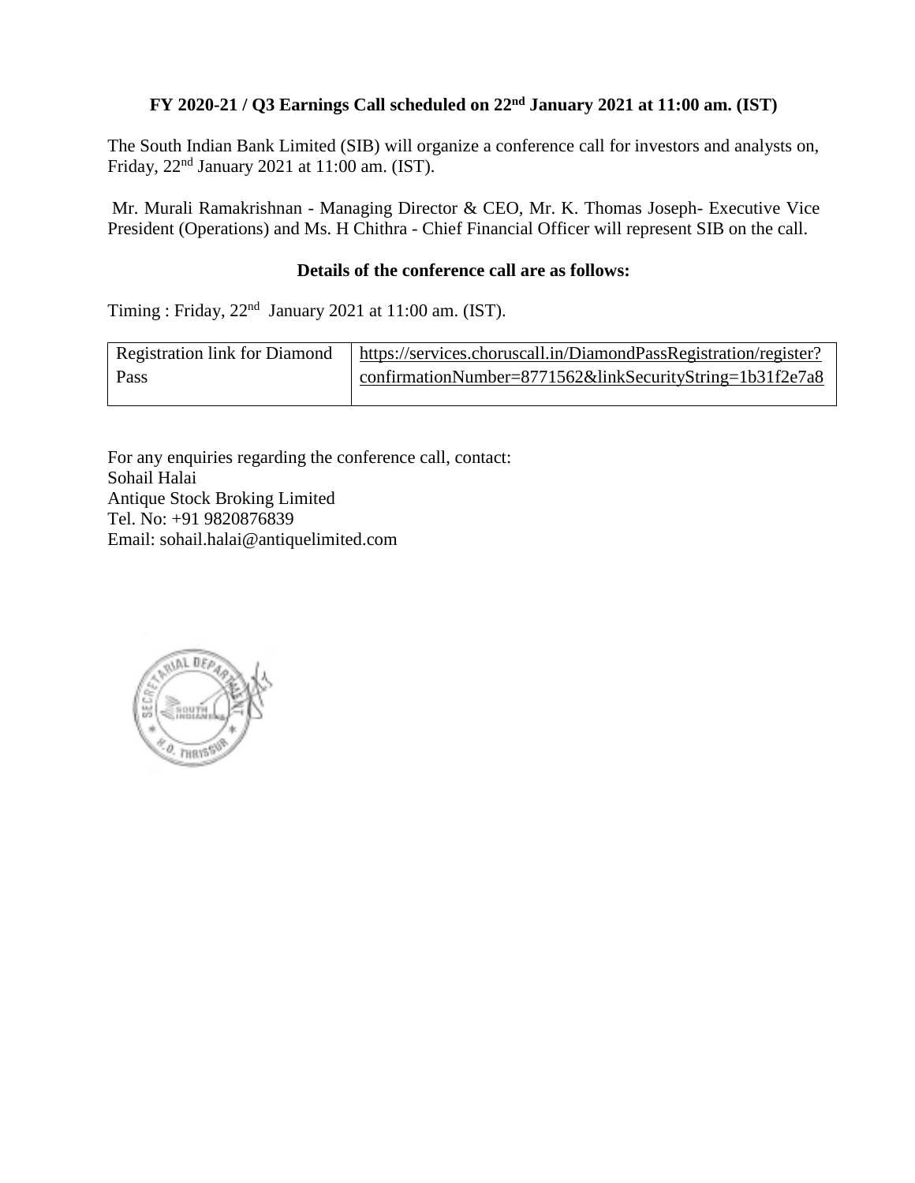**FY 2020-21 / Q3 Earnings Call scheduled on 22nd January 2021 at 11:00 am. (IST)**

The South Indian Bank Limited (SIB) will organize a conference call for investors and analysts on, Friday, 22nd January 2021 at 11:00 am. (IST).

Mr. Murali Ramakrishnan - Managing Director & CEO, Mr. K. Thomas Joseph- Executive Vice President (Operations) and Ms. H Chithra - Chief Financial Officer will represent SIB on the call.

**Details of the conference call are as follows:**

Timing : Friday, 22nd January 2021 at 11:00 am. (IST).

| | |
|---|---|
| Registration link for Diamond Pass | https://services.choruscall.in/DiamondPassRegistration/register?confirmationNumber=8771562&linkSecurityString=1b31f2e7a8 |

For any enquiries regarding the conference call, contact:
Sohail Halai
Antique Stock Broking Limited
Tel. No: +91 9820876839
Email: sohail.halai@antiquelimited.com